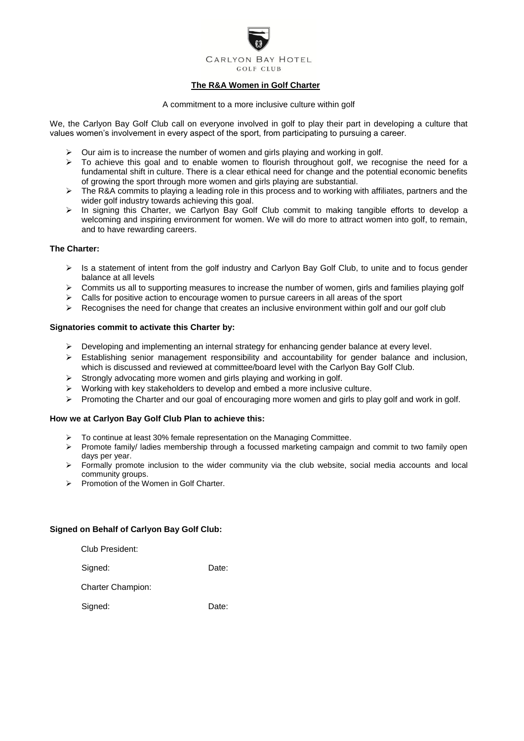CARLYON BAY HOTEL
GOLF CLUB

**The R&A Women in Golf Charter**

A commitment to a more inclusive culture within golf

We, the Carlyon Bay Golf Club call on everyone involved in golf to play their part in developing a culture that values women's involvement in every aspect of the sport, from participating to pursuing a career.

- Our aim is to increase the number of women and girls playing and working in golf.
- To achieve this goal and to enable women to flourish throughout golf, we recognise the need for a fundamental shift in culture. There is a clear ethical need for change and the potential economic benefits of growing the sport through more women and girls playing are substantial.
- The R&A commits to playing a leading role in this process and to working with affiliates, partners and the wider golf industry towards achieving this goal.
- In signing this Charter, we Carlyon Bay Golf Club commit to making tangible efforts to develop a welcoming and inspiring environment for women. We will do more to attract women into golf, to remain, and to have rewarding careers.

**The Charter:**

- Is a statement of intent from the golf industry and Carlyon Bay Golf Club, to unite and to focus gender balance at all levels
- Commits us all to supporting measures to increase the number of women, girls and families playing golf
- Calls for positive action to encourage women to pursue careers in all areas of the sport
- Recognises the need for change that creates an inclusive environment within golf and our golf club

**Signatories commit to activate this Charter by:**

- Developing and implementing an internal strategy for enhancing gender balance at every level.
- Establishing senior management responsibility and accountability for gender balance and inclusion, which is discussed and reviewed at committee/board level with the Carlyon Bay Golf Club.
- Strongly advocating more women and girls playing and working in golf.
- Working with key stakeholders to develop and embed a more inclusive culture.
- Promoting the Charter and our goal of encouraging more women and girls to play golf and work in golf.

**How we at Carlyon Bay Golf Club Plan to achieve this:**

- To continue at least 30% female representation on the Managing Committee.
- Promote family/ ladies membership through a focussed marketing campaign and commit to two family open days per year.
- Formally promote inclusion to the wider community via the club website, social media accounts and local community groups.
- Promotion of the Women in Golf Charter.

**Signed on Behalf of Carlyon Bay Golf Club:**

Club President:

Signed: Date:

Charter Champion:

Signed: Date: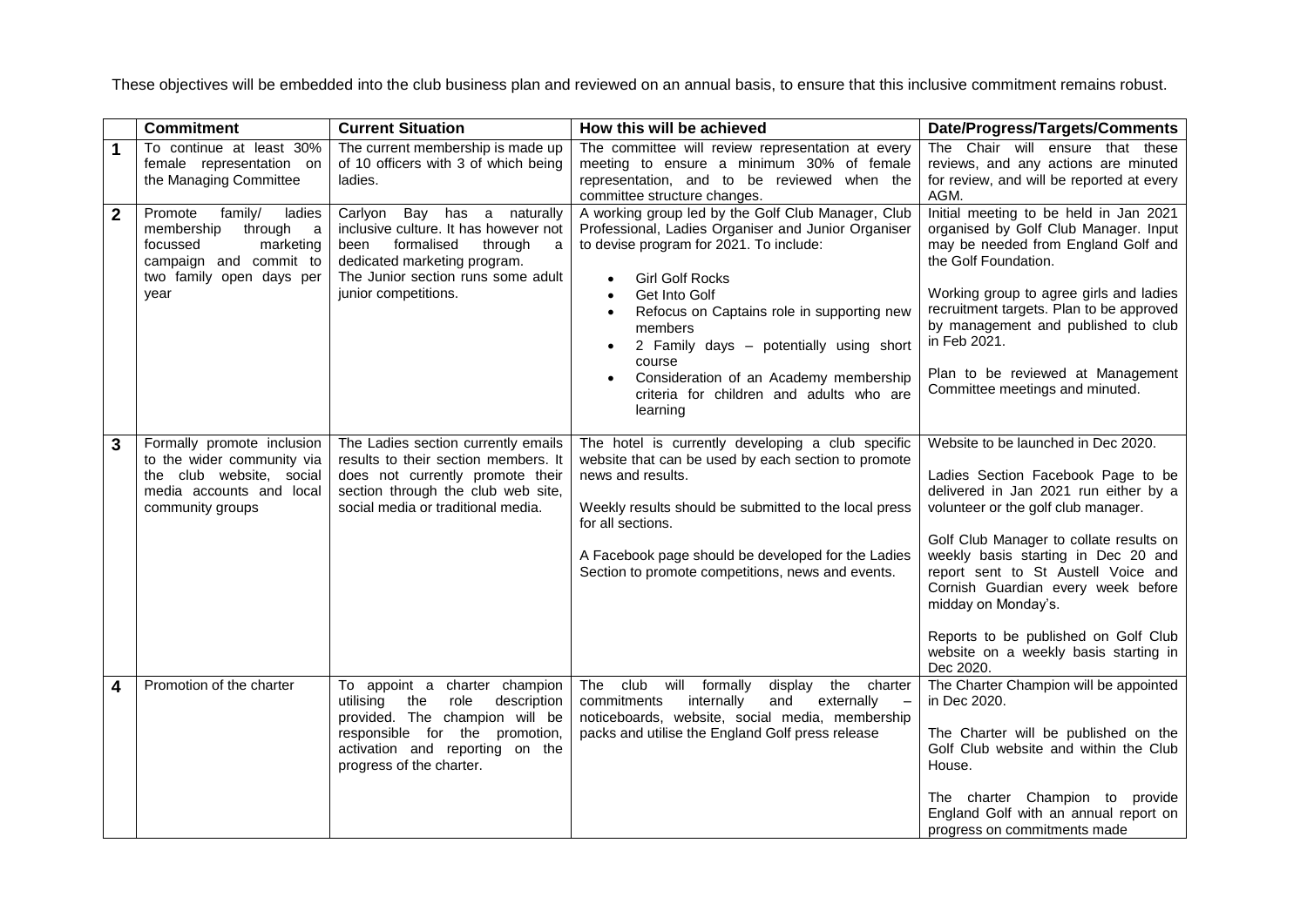These objectives will be embedded into the club business plan and reviewed on an annual basis, to ensure that this inclusive commitment remains robust.

| | Commitment | Current Situation | How this will be achieved | Date/Progress/Targets/Comments |
|---|---|---|---|---|
| **1** | To continue at least 30% female representation on the Managing Committee | The current membership is made up of 10 officers with 3 of which being ladies. | The committee will review representation at every meeting to ensure a minimum 30% of female representation, and to be reviewed when the committee structure changes. | The Chair will ensure that these reviews, and any actions are minuted for review, and will be reported at every AGM. |
| **2** | Promote family/ ladies membership through a focussed marketing campaign and commit to two family open days per year | Carlyon Bay has a naturally inclusive culture. It has however not been formalised through a dedicated marketing program. The Junior section runs some adult junior competitions. | A working group led by the Golf Club Manager, Club Professional, Ladies Organiser and Junior Organiser to devise program for 2021. To include:<br>• Girl Golf Rocks<br>• Get Into Golf<br>• Refocus on Captains role in supporting new members<br>• 2 Family days – potentially using short course<br>• Consideration of an Academy membership criteria for children and adults who are learning | Initial meeting to be held in Jan 2021 organised by Golf Club Manager. Input may be needed from England Golf and the Golf Foundation.<br><br>Working group to agree girls and ladies recruitment targets. Plan to be approved by management and published to club in Feb 2021.<br><br>Plan to be reviewed at Management Committee meetings and minuted. |
| **3** | Formally promote inclusion to the wider community via the club website, social media accounts and local community groups | The Ladies section currently emails results to their section members. It does not currently promote their section through the club web site, social media or traditional media. | The hotel is currently developing a club specific website that can be used by each section to promote news and results.<br><br>Weekly results should be submitted to the local press for all sections.<br><br>A Facebook page should be developed for the Ladies Section to promote competitions, news and events. | Website to be launched in Dec 2020.<br><br>Ladies Section Facebook Page to be delivered in Jan 2021 run either by a volunteer or the golf club manager.<br><br>Golf Club Manager to collate results on weekly basis starting in Dec 20 and report sent to St Austell Voice and Cornish Guardian every week before midday on Monday's.<br><br>Reports to be published on Golf Club website on a weekly basis starting in Dec 2020. |
| **4** | Promotion of the charter | To appoint a charter champion utilising the role description provided. The champion will be responsible for the promotion, activation and reporting on the progress of the charter. | The club will formally display the charter commitments internally and externally – noticeboards, website, social media, membership packs and utilise the England Golf press release | The Charter Champion will be appointed in Dec 2020.<br><br>The Charter will be published on the Golf Club website and within the Club House.<br><br>The charter Champion to provide England Golf with an annual report on progress on commitments made |